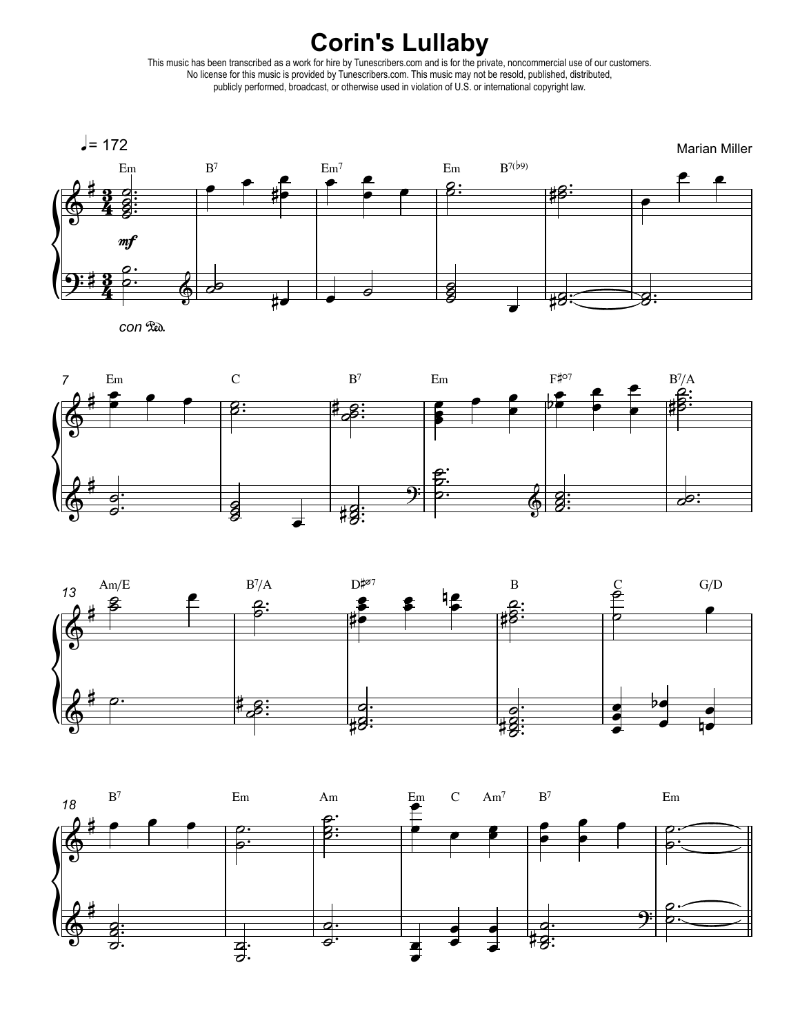# Corin's Lullaby

This music has been transcribed as a work for hire by Tunescribers.com and is for the private, noncommercial use of our customers. No license for this music is provided by Tunescribers.com. This music may not be resold, published, distributed, publicly performed, broadcast, or otherwise used in violation of U.S. or international copyright law.

Marian Miller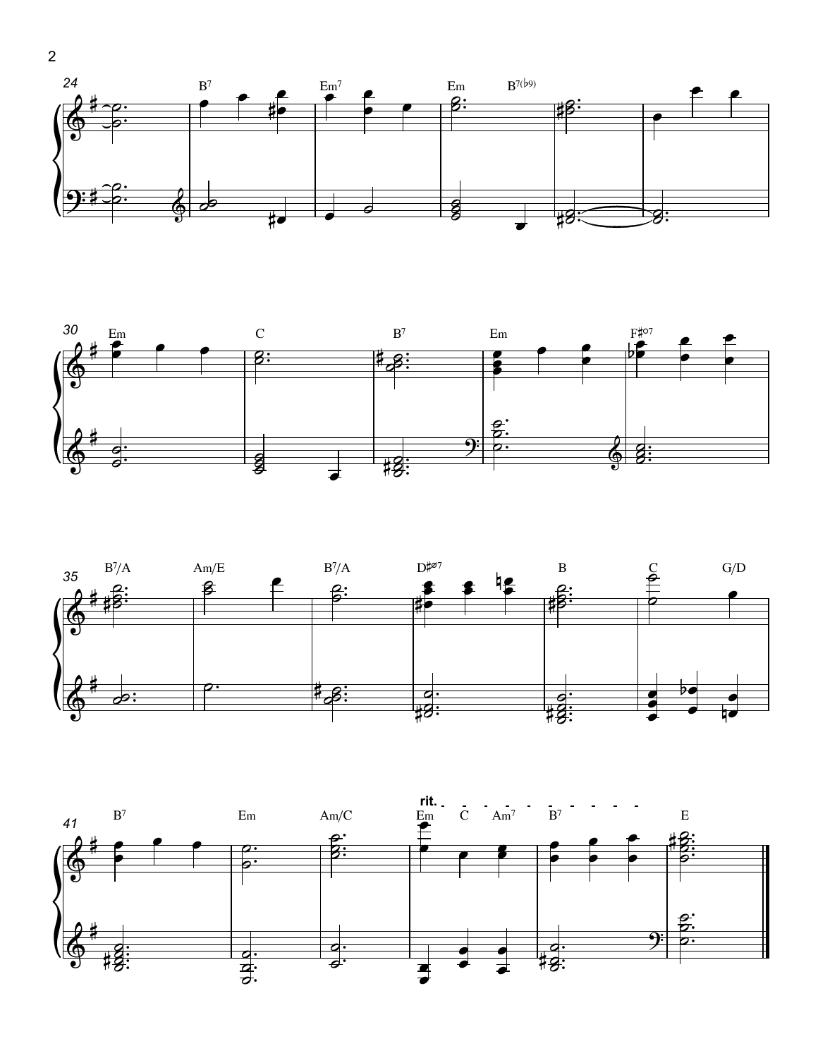24

B7 Em7 Em B7(♭9)

30

Em C B7 Em F♯o7

35

B7/A Am/E B7/A D♯ø7 B C G/D

41

B7 Em Am/C

rit.

Em C Am7 B7 E